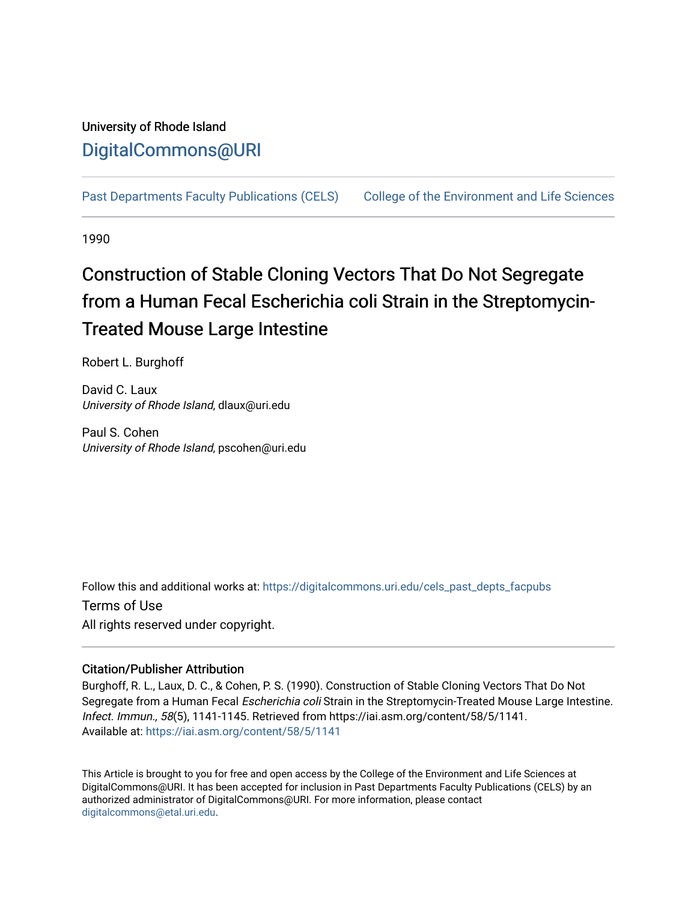University of Rhode Island

# DigitalCommons@URI

Past Departments Faculty Publications (CELS) College of the Environment and Life Sciences

1990

# Construction of Stable Cloning Vectors That Do Not Segregate from a Human Fecal Escherichia coli Strain in the Streptomycin-Treated Mouse Large Intestine

Robert L. Burghoff

David C. Laux
*University of Rhode Island*, dlaux@uri.edu

Paul S. Cohen
*University of Rhode Island*, pscohen@uri.edu

Follow this and additional works at: https://digitalcommons.uri.edu/cels_past_depts_facpubs

Terms of Use

All rights reserved under copyright.

### Citation/Publisher Attribution

Burghoff, R. L., Laux, D. C., & Cohen, P. S. (1990). Construction of Stable Cloning Vectors That Do Not Segregate from a Human Fecal *Escherichia coli* Strain in the Streptomycin-Treated Mouse Large Intestine. *Infect. Immun., 58*(5), 1141-1145. Retrieved from https://iai.asm.org/content/58/5/1141.
Available at: https://iai.asm.org/content/58/5/1141

This Article is brought to you for free and open access by the College of the Environment and Life Sciences at DigitalCommons@URI. It has been accepted for inclusion in Past Departments Faculty Publications (CELS) by an authorized administrator of DigitalCommons@URI. For more information, please contact digitalcommons@etal.uri.edu.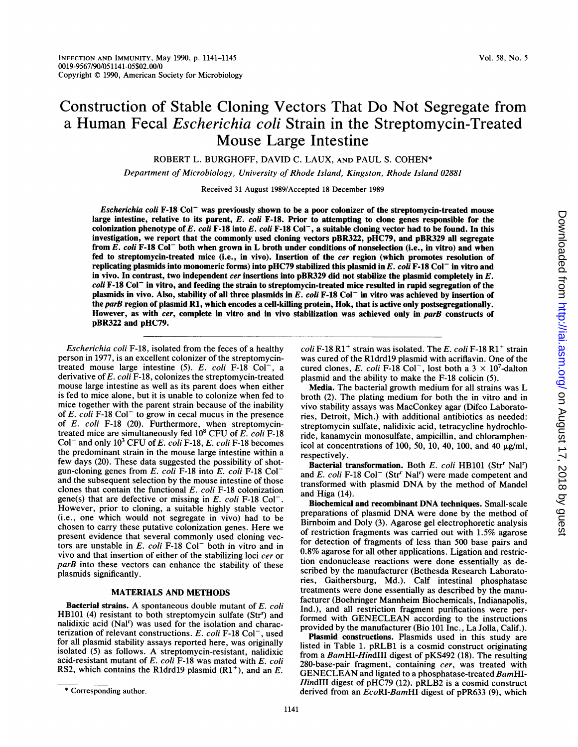# Construction of Stable Cloning Vectors That Do Not Segregate from a Human Fecal *Escherichia coli* Strain in the Streptomycin-Treated Mouse Large Intestine

ROBERT L. BURGHOFF, DAVID C. LAUX, AND PAUL S. COHEN*

*Department of Microbiology, University of Rhode Island, Kingston, Rhode Island 02881*

Received 31 August 1989/Accepted 18 December 1989

***Escherichia coli*** **F-18 Col⁻ was previously shown to be a poor colonizer of the streptomycin-treated mouse large intestine, relative to its parent, *E. coli* F-18. Prior to attempting to clone genes responsible for the colonization phenotype of *E. coli* F-18 into *E. coli* F-18 Col⁻, a suitable cloning vector had to be found. In this investigation, we report that the commonly used cloning vectors pBR322, pHC79, and pBR329 all segregate from *E. coli* F-18 Col⁻ both when grown in L broth under conditions of nonselection (i.e., in vitro) and when fed to streptomycin-treated mice (i.e., in vivo). Insertion of the *cer* region (which promotes resolution of replicating plasmids into monomeric forms) into pHC79 stabilized this plasmid in *E. coli* F-18 Col⁻ in vitro and in vivo. In contrast, two independent *cer* insertions into pBR329 did not stabilize the plasmid completely in *E. coli* F-18 Col⁻ in vitro, and feeding the strain to streptomycin-treated mice resulted in rapid segregation of the plasmids in vivo. Also, stability of all three plasmids in *E. coli* F-18 Col⁻ in vitro was achieved by insertion of the *parB* region of plasmid R1, which encodes a cell-killing protein, Hok, that is active only postsegregationally. However, as with *cer*, complete in vitro and in vivo stabilization was achieved only in *parB* constructs of pBR322 and pHC79.**

*Escherichia coli* F-18, isolated from the feces of a healthy person in 1977, is an excellent colonizer of the streptomycin-treated mouse large intestine (5). *E. coli* F-18 Col⁻, a derivative of *E. coli* F-18, colonizes the streptomycin-treated mouse large intestine as well as its parent does when either is fed to mice alone, but it is unable to colonize when fed to mice together with the parent strain because of the inability of *E. coli* F-18 Col⁻ to grow in cecal mucus in the presence of *E. coli* F-18 (20). Furthermore, when streptomycin-treated mice are simultaneously fed $10^8$ CFU of *E. coli* F-18 Col⁻ and only $10^3$ CFU of *E. coli* F-18, *E. coli* F-18 becomes the predominant strain in the mouse large intestine within a few days (20). These data suggested the possibility of shotgun-cloning genes from *E. coli* F-18 into *E. coli* F-18 Col⁻ and the subsequent selection by the mouse intestine of those clones that contain the functional *E. coli* F-18 colonization gene(s) that are defective or missing in *E. coli* F-18 Col⁻. However, prior to cloning, a suitable highly stable vector (i.e., one which would not segregate in vivo) had to be chosen to carry these putative colonization genes. Here we present evidence that several commonly used cloning vectors are unstable in *E. coli* F-18 Col⁻ both in vitro and in vivo and that insertion of either of the stabilizing loci *cer* or *parB* into these vectors can enhance the stability of these plasmids significantly.

## MATERIALS AND METHODS

**Bacterial strains.** A spontaneous double mutant of *E. coli* HB101 (4) resistant to both streptomycin sulfate (Str^r) and nalidixic acid (Nal^r) was used for the isolation and characterization of relevant constructions. *E. coli* F-18 Col⁻, used for all plasmid stability assays reported here, was originally isolated (5) as follows. A streptomycin-resistant, nalidixic acid-resistant mutant of *E. coli* F-18 was mated with *E. coli* RS2, which contains the R1drd19 plasmid (R1⁺), and an *E. coli* F-18 R1⁺ strain was isolated. The *E. coli* F-18 R1⁺ strain was cured of the R1drd19 plasmid with acriflavin. One of the cured clones, *E. coli* F-18 Col⁻, lost both a $3 \times 10^7$-dalton plasmid and the ability to make the F-18 colicin (5).

**Media.** The bacterial growth medium for all strains was L broth (2). The plating medium for both the in vitro and in vivo stability assays was MacConkey agar (Difco Laboratories, Detroit, Mich.) with additional antibiotics as needed: streptomycin sulfate, nalidixic acid, tetracycline hydrochloride, kanamycin monosulfate, ampicillin, and chloramphenicol at concentrations of 100, 50, 10, 40, 100, and 40 μg/ml, respectively.

**Bacterial transformation.** Both *E. coli* HB101 (Str^r Nal^r) and *E. coli* F-18 Col⁻ (Str^r Nal^r) were made competent and transformed with plasmid DNA by the method of Mandel and Higa (14).

**Biochemical and recombinant DNA techniques.** Small-scale preparations of plasmid DNA were done by the method of Birnboim and Doly (3). Agarose gel electrophoretic analysis of restriction fragments was carried out with 1.5% agarose for detection of fragments of less than 500 base pairs and 0.8% agarose for all other applications. Ligation and restriction endonuclease reactions were done essentially as described by the manufacturer (Bethesda Research Laboratories, Gaithersburg, Md.). Calf intestinal phosphatase treatments were done essentially as described by the manufacturer (Boehringer Mannheim Biochemicals, Indianapolis, Ind.), and all restriction fragment purifications were performed with GENECLEAN according to the instructions provided by the manufacturer (Bio 101 Inc., La Jolla, Calif.).

**Plasmid constructions.** Plasmids used in this study are listed in Table 1. pRLB1 is a cosmid construct originating from a *Bam*HI-*Hin*dIII digest of pKS492 (18). The resulting 280-base-pair fragment, containing *cer*, was treated with GENECLEAN and ligated to a phosphatase-treated *Bam*HI-*Hin*dIII digest of pHC79 (12). pRLB2 is a cosmid construct derived from an *Eco*RI-*Bam*HI digest of pPR633 (9), which

* Corresponding author.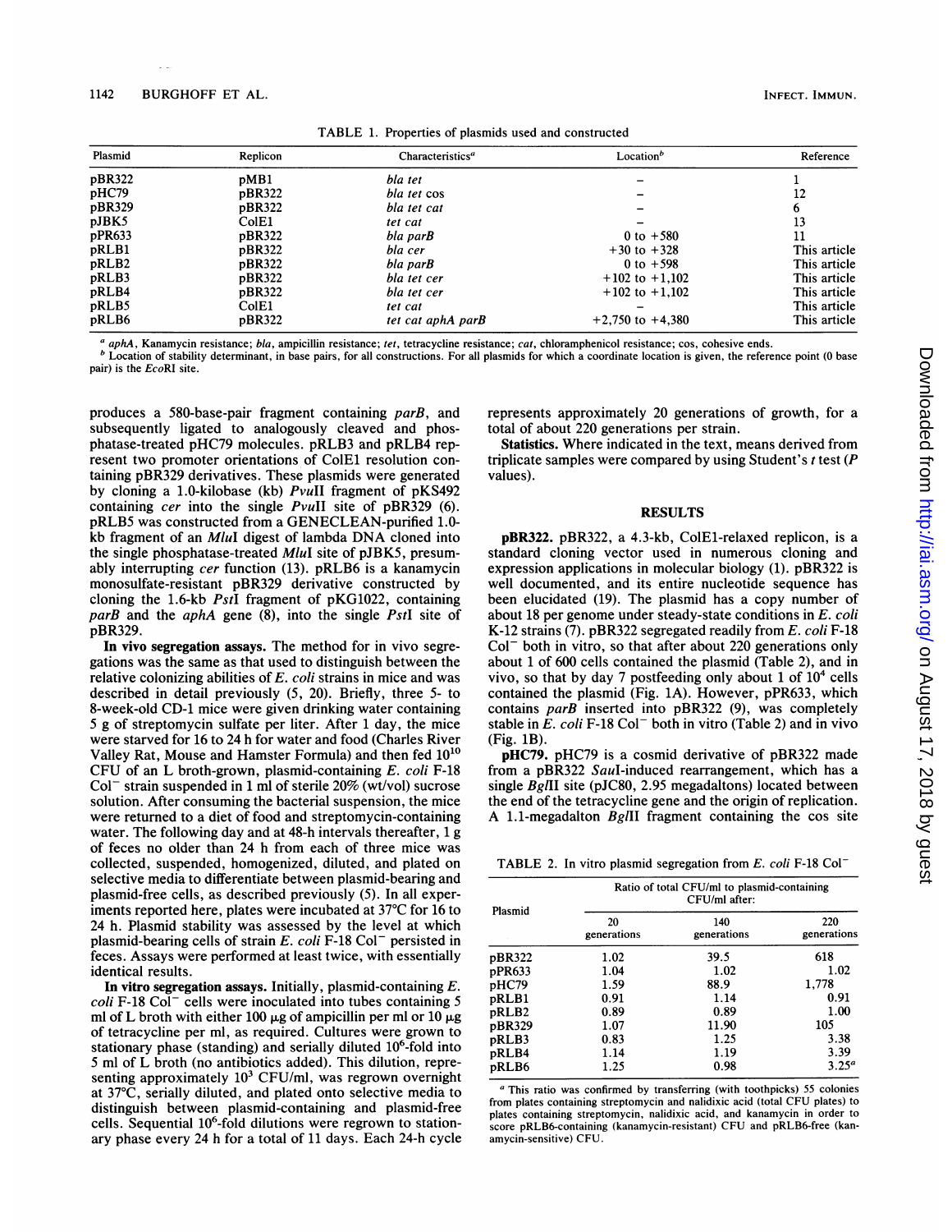TABLE 1. Properties of plasmids used and constructed

| Plasmid | Replicon | Characteristics[a] | Location[b] | Reference |
|---|---|---|---|---|
| pBR322 | pMB1 | *bla tet* | – | 1 |
| pHC79 | pBR322 | *bla tet* cos | – | 12 |
| pBR329 | pBR322 | *bla tet cat* | – | 6 |
| pJBK5 | ColE1 | *tet cat* | – | 13 |
| pPR633 | pBR322 | *bla parB* | 0 to +580 | 11 |
| pRLB1 | pBR322 | *bla cer* | +30 to +328 | This article |
| pRLB2 | pBR322 | *bla parB* | 0 to +598 | This article |
| pRLB3 | pBR322 | *bla tet cer* | +102 to +1,102 | This article |
| pRLB4 | pBR322 | *bla tet cer* | +102 to +1,102 | This article |
| pRLB5 | ColE1 | *tet cat* | – | This article |
| pRLB6 | pBR322 | *tet cat aphA parB* | +2,750 to +4,380 | This article |

[a] *aphA*, Kanamycin resistance; *bla*, ampicillin resistance; *tet*, tetracycline resistance; *cat*, chloramphenicol resistance; cos, cohesive ends.

[b] Location of stability determinant, in base pairs, for all constructions. For all plasmids for which a coordinate location is given, the reference point (0 base pair) is the *Eco*RI site.

produces a 580-base-pair fragment containing *parB*, and subsequently ligated to analogously cleaved and phosphatase-treated pHC79 molecules. pRLB3 and pRLB4 represent two promoter orientations of ColE1 resolution containing pBR329 derivatives. These plasmids were generated by cloning a 1.0-kilobase (kb) *Pvu*II fragment of pKS492 containing *cer* into the single *Pvu*II site of pBR329 (6). pRLB5 was constructed from a GENECLEAN-purified 1.0-kb fragment of an *Mlu*I digest of lambda DNA cloned into the single phosphatase-treated *Mlu*I site of pJBK5, presumably interrupting *cer* function (13). pRLB6 is a kanamycin monosulfate-resistant pBR329 derivative constructed by cloning the 1.6-kb *Pst*I fragment of pKG1022, containing *parB* and the *aphA* gene (8), into the single *Pst*I site of pBR329.

**In vivo segregation assays.** The method for in vivo segregations was the same as that used to distinguish between the relative colonizing abilities of *E. coli* strains in mice and was described in detail previously (5, 20). Briefly, three 5- to 8-week-old CD-1 mice were given drinking water containing 5 g of streptomycin sulfate per liter. After 1 day, the mice were starved for 16 to 24 h for water and food (Charles River Valley Rat, Mouse and Hamster Formula) and then fed $10^{10}$ CFU of an L broth-grown, plasmid-containing *E. coli* F-18 Col$^-$ strain suspended in 1 ml of sterile 20% (wt/vol) sucrose solution. After consuming the bacterial suspension, the mice were returned to a diet of food and streptomycin-containing water. The following day and at 48-h intervals thereafter, 1 g of feces no older than 24 h from each of three mice was collected, suspended, homogenized, diluted, and plated on selective media to differentiate between plasmid-bearing and plasmid-free cells, as described previously (5). In all experiments reported here, plates were incubated at 37°C for 16 to 24 h. Plasmid stability was assessed by the level at which plasmid-bearing cells of strain *E. coli* F-18 Col$^-$ persisted in feces. Assays were performed at least twice, with essentially identical results.

**In vitro segregation assays.** Initially, plasmid-containing *E. coli* F-18 Col$^-$ cells were inoculated into tubes containing 5 ml of L broth with either 100 μg of ampicillin per ml or 10 μg of tetracycline per ml, as required. Cultures were grown to stationary phase (standing) and serially diluted $10^6$-fold into 5 ml of L broth (no antibiotics added). This dilution, representing approximately $10^3$ CFU/ml, was regrown overnight at 37°C, serially diluted, and plated onto selective media to distinguish between plasmid-containing and plasmid-free cells. Sequential $10^6$-fold dilutions were regrown to stationary phase every 24 h for a total of 11 days. Each 24-h cycle represents approximately 20 generations of growth, for a total of about 220 generations per strain.

**Statistics.** Where indicated in the text, means derived from triplicate samples were compared by using Student's *t* test (*P* values).

## RESULTS

**pBR322.** pBR322, a 4.3-kb, ColE1-relaxed replicon, is a standard cloning vector used in numerous cloning and expression applications in molecular biology (1). pBR322 is well documented, and its entire nucleotide sequence has been elucidated (19). The plasmid has a copy number of about 18 per genome under steady-state conditions in *E. coli* K-12 strains (7). pBR322 segregated readily from *E. coli* F-18 Col$^-$ both in vitro, so that after about 220 generations only about 1 of 600 cells contained the plasmid (Table 2), and in vivo, so that by day 7 postfeeding only about 1 of $10^4$ cells contained the plasmid (Fig. 1A). However, pPR633, which contains *parB* inserted into pBR322 (9), was completely stable in *E. coli* F-18 Col$^-$ both in vitro (Table 2) and in vivo (Fig. 1B).

**pHC79.** pHC79 is a cosmid derivative of pBR322 made from a pBR322 *Sau*I-induced rearrangement, which has a single *Bgl*II site (pJC80, 2.95 megadaltons) located between the end of the tetracycline gene and the origin of replication. A 1.1-megadalton *Bgl*II fragment containing the cos site

TABLE 2. In vitro plasmid segregation from *E. coli* F-18 Col$^-$

| Plasmid | Ratio of total CFU/ml to plasmid-containing CFU/ml after: | | |
|---|---|---|---|
| | 20 generations | 140 generations | 220 generations |
| pBR322 | 1.02 | 39.5 | 618 |
| pPR633 | 1.04 | 1.02 | 1.02 |
| pHC79 | 1.59 | 88.9 | 1,778 |
| pRLB1 | 0.91 | 1.14 | 0.91 |
| pRLB2 | 0.89 | 0.89 | 1.00 |
| pBR329 | 1.07 | 11.90 | 105 |
| pRLB3 | 0.83 | 1.25 | 3.38 |
| pRLB4 | 1.14 | 1.19 | 3.39 |
| pRLB6 | 1.25 | 0.98 | 3.25[a] |

[a] This ratio was confirmed by transferring (with toothpicks) 55 colonies from plates containing streptomycin and nalidixic acid (total CFU plates) to plates containing streptomycin, nalidixic acid, and kanamycin in order to score pRLB6-containing (kanamycin-resistant) CFU and pRLB6-free (kanamycin-sensitive) CFU.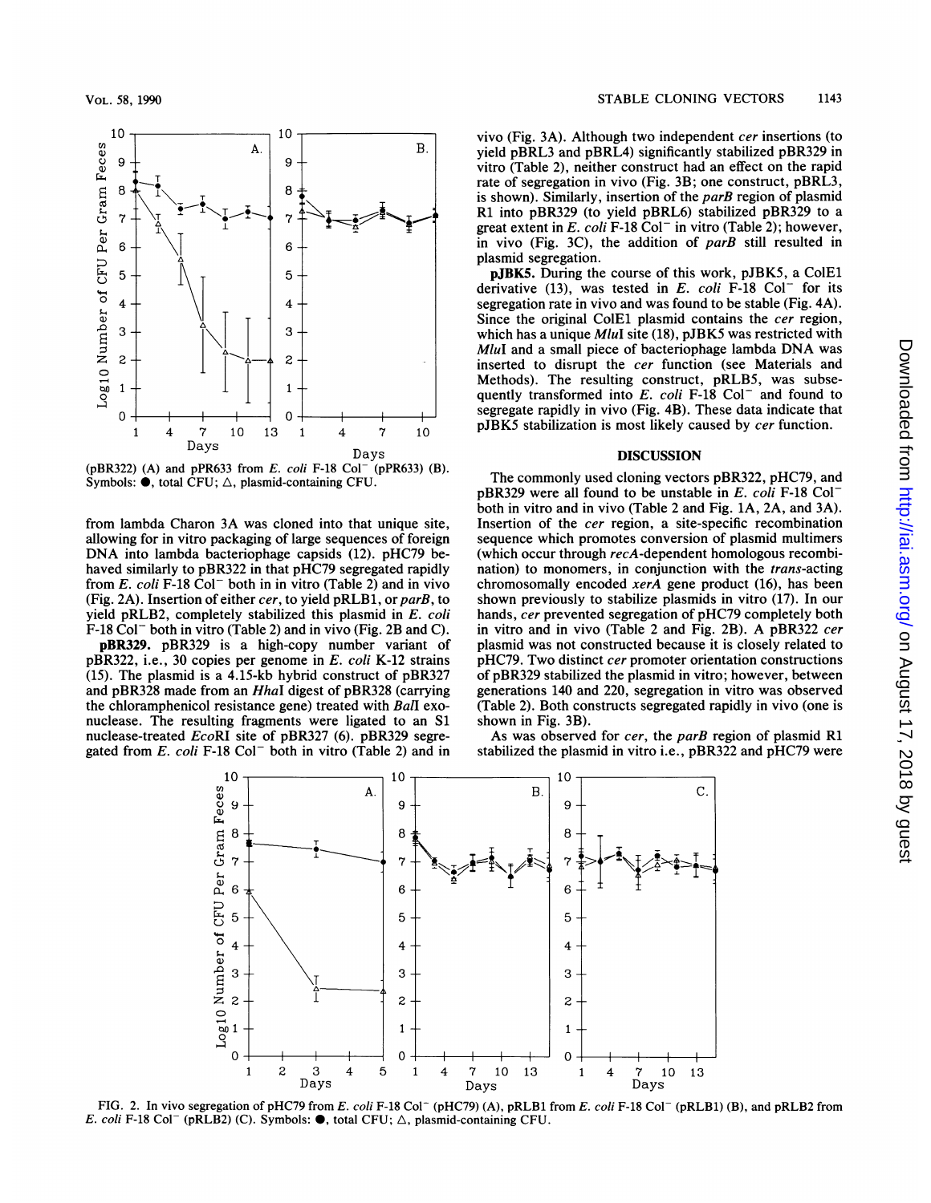(pBR322) (A) and pPR633 from *E. coli* F-18 Col⁻ (pPR633) (B). Symbols: ●, total CFU; △, plasmid-containing CFU.

from lambda Charon 3A was cloned into that unique site, allowing for in vitro packaging of large sequences of foreign DNA into lambda bacteriophage capsids (12). pHC79 behaved similarly to pBR322 in that pHC79 segregated rapidly from *E. coli* F-18 Col⁻ both in in vitro (Table 2) and in vivo (Fig. 2A). Insertion of either *cer*, to yield pRLB1, or *parB*, to yield pRLB2, completely stabilized this plasmid in *E. coli* F-18 Col⁻ both in vitro (Table 2) and in vivo (Fig. 2B and C).

**pBR329.** pBR329 is a high-copy number variant of pBR322, i.e., 30 copies per genome in *E. coli* K-12 strains (15). The plasmid is a 4.15-kb hybrid construct of pBR327 and pBR328 made from an *Hha*I digest of pBR328 (carrying the chloramphenicol resistance gene) treated with *Bal*I exonuclease. The resulting fragments were ligated to an S1 nuclease-treated *Eco*RI site of pBR327 (6). pBR329 segregated from *E. coli* F-18 Col⁻ both in vitro (Table 2) and in vivo (Fig. 3A). Although two independent *cer* insertions (to yield pBRL3 and pBRL4) significantly stabilized pBR329 in vitro (Table 2), neither construct had an effect on the rapid rate of segregation in vivo (Fig. 3B; one construct, pBRL3, is shown). Similarly, insertion of the *parB* region of plasmid R1 into pBR329 (to yield pBRL6) stabilized pBR329 to a great extent in *E. coli* F-18 Col⁻ in vitro (Table 2); however, in vivo (Fig. 3C), the addition of *parB* still resulted in plasmid segregation.

**pJBK5.** During the course of this work, pJBK5, a ColE1 derivative (13), was tested in *E. coli* F-18 Col⁻ for its segregation rate in vivo and was found to be stable (Fig. 4A). Since the original ColE1 plasmid contains the *cer* region, which has a unique *Mlu*I site (18), pJBK5 was restricted with *Mlu*I and a small piece of bacteriophage lambda DNA was inserted to disrupt the *cer* function (see Materials and Methods). The resulting construct, pRLB5, was subsequently transformed into *E. coli* F-18 Col⁻ and found to segregate rapidly in vivo (Fig. 4B). These data indicate that pJBK5 stabilization is most likely caused by *cer* function.

## DISCUSSION

The commonly used cloning vectors pBR322, pHC79, and pBR329 were all found to be unstable in *E. coli* F-18 Col⁻ both in vitro and in vivo (Table 2 and Fig. 1A, 2A, and 3A). Insertion of the *cer* region, a site-specific recombination sequence which promotes conversion of plasmid multimers (which occur through *recA*-dependent homologous recombination) to monomers, in conjunction with the *trans*-acting chromosomally encoded *xerA* gene product (16), has been shown previously to stabilize plasmids in vitro (17). In our hands, *cer* prevented segregation of pHC79 completely both in vitro and in vivo (Table 2 and Fig. 2B). A pBR322 *cer* plasmid was not constructed because it is closely related to pHC79. Two distinct *cer* promoter orientation constructions of pBR329 stabilized the plasmid in vitro; however, between generations 140 and 220, segregation in vitro was observed (Table 2). Both constructs segregated rapidly in vivo (one is shown in Fig. 3B).

As was observed for *cer*, the *parB* region of plasmid R1 stabilized the plasmid in vitro i.e., pBR322 and pHC79 were

FIG. 2. In vivo segregation of pHC79 from *E. coli* F-18 Col⁻ (pHC79) (A), pRLB1 from *E. coli* F-18 Col⁻ (pRLB1) (B), and pRLB2 from *E. coli* F-18 Col⁻ (pRLB2) (C). Symbols: ●, total CFU; △, plasmid-containing CFU.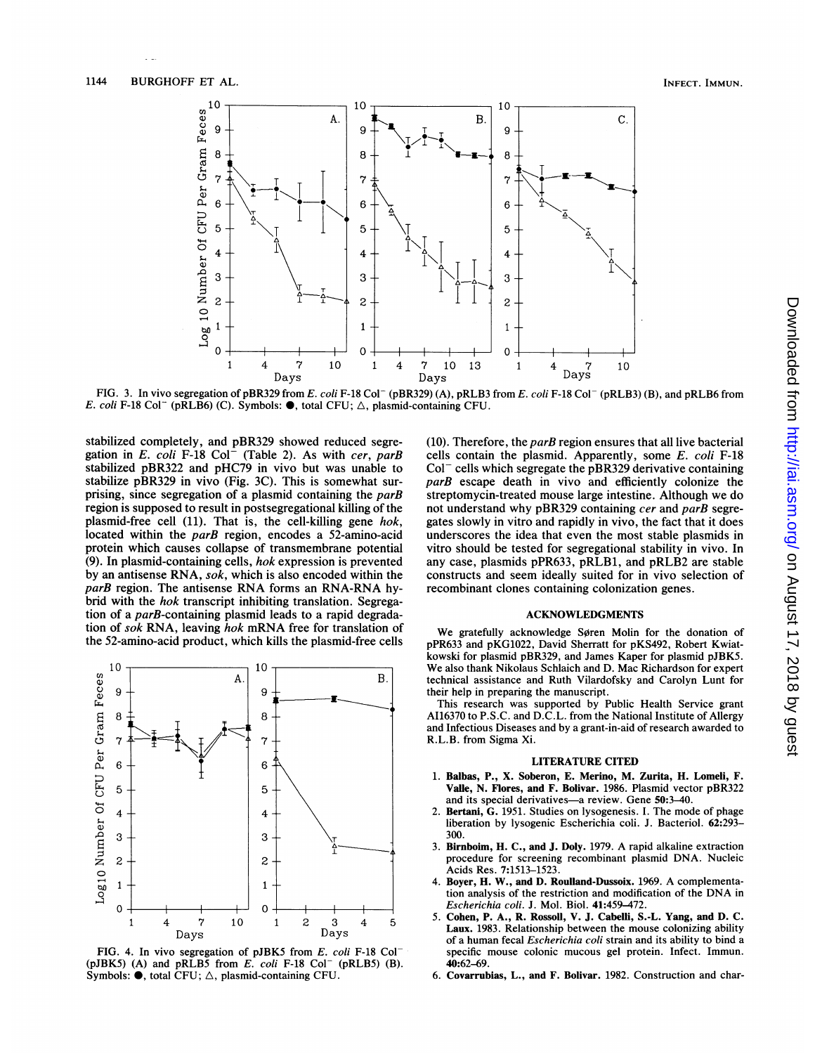FIG. 3. In vivo segregation of pBR329 from *E. coli* F-18 Col⁻ (pBR329) (A), pRLB3 from *E. coli* F-18 Col⁻ (pRLB3) (B), and pRLB6 from *E. coli* F-18 Col⁻ (pRLB6) (C). Symbols: ●, total CFU; △, plasmid-containing CFU.

stabilized completely, and pBR329 showed reduced segregation in *E. coli* F-18 Col⁻ (Table 2). As with *cer*, *parB* stabilized pBR322 and pHC79 in vivo but was unable to stabilize pBR329 in vivo (Fig. 3C). This is somewhat surprising, since segregation of a plasmid containing the *parB* region is supposed to result in postsegregational killing of the plasmid-free cell (11). That is, the cell-killing gene *hok*, located within the *parB* region, encodes a 52-amino-acid protein which causes collapse of transmembrane potential (9). In plasmid-containing cells, *hok* expression is prevented by an antisense RNA, *sok*, which is also encoded within the *parB* region. The antisense RNA forms an RNA-RNA hybrid with the *hok* transcript inhibiting translation. Segregation of a *parB*-containing plasmid leads to a rapid degradation of *sok* RNA, leaving *hok* mRNA free for translation of the 52-amino-acid product, which kills the plasmid-free cells (10). Therefore, the *parB* region ensures that all live bacterial cells contain the plasmid. Apparently, some *E. coli* F-18 Col⁻ cells which segregate the pBR329 derivative containing *parB* escape death in vivo and efficiently colonize the streptomycin-treated mouse large intestine. Although we do not understand why pBR329 containing *cer* and *parB* segregates slowly in vitro and rapidly in vivo, the fact that it does underscores the idea that even the most stable plasmids in vitro should be tested for segregational stability in vivo. In any case, plasmids pPR633, pRLB1, and pRLB2 are stable constructs and seem ideally suited for in vivo selection of recombinant clones containing colonization genes.

FIG. 4. In vivo segregation of pJBK5 from *E. coli* F-18 Col⁻ (pJBK5) (A) and pRLB5 from *E. coli* F-18 Col⁻ (pRLB5) (B). Symbols: ●, total CFU; △, plasmid-containing CFU.

## ACKNOWLEDGMENTS

We gratefully acknowledge Søren Molin for the donation of pPR633 and pKG1022, David Sherratt for pKS492, Robert Kwiatkowski for plasmid pBR329, and James Kaper for plasmid pJBK5. We also thank Nikolaus Schlaich and D. Mac Richardson for expert technical assistance and Ruth Vilardofsky and Carolyn Lunt for their help in preparing the manuscript.

This research was supported by Public Health Service grant AI16370 to P.S.C. and D.C.L. from the National Institute of Allergy and Infectious Diseases and by a grant-in-aid of research awarded to R.L.B. from Sigma Xi.

## LITERATURE CITED

1. **Balbas, P., X. Soberon, E. Merino, M. Zurita, H. Lomeli, F. Valle, N. Flores, and F. Bolivar.** 1986. Plasmid vector pBR322 and its special derivatives—a review. Gene **50:**3–40.
2. **Bertani, G.** 1951. Studies on lysogenesis. I. The mode of phage liberation by lysogenic Escherichia coli. J. Bacteriol. **62:**293–300.
3. **Birnboim, H. C., and J. Doly.** 1979. A rapid alkaline extraction procedure for screening recombinant plasmid DNA. Nucleic Acids Res. **7:**1513–1523.
4. **Boyer, H. W., and D. Roulland-Dussoix.** 1969. A complementation analysis of the restriction and modification of the DNA in *Escherichia coli*. J. Mol. Biol. **41:**459–472.
5. **Cohen, P. A., R. Rossoll, V. J. Cabelli, S.-L. Yang, and D. C. Laux.** 1983. Relationship between the mouse colonizing ability of a human fecal *Escherichia coli* strain and its ability to bind a specific mouse colonic mucous gel protein. Infect. Immun. **40:**62–69.
6. **Covarrubias, L., and F. Bolivar.** 1982. Construction and char-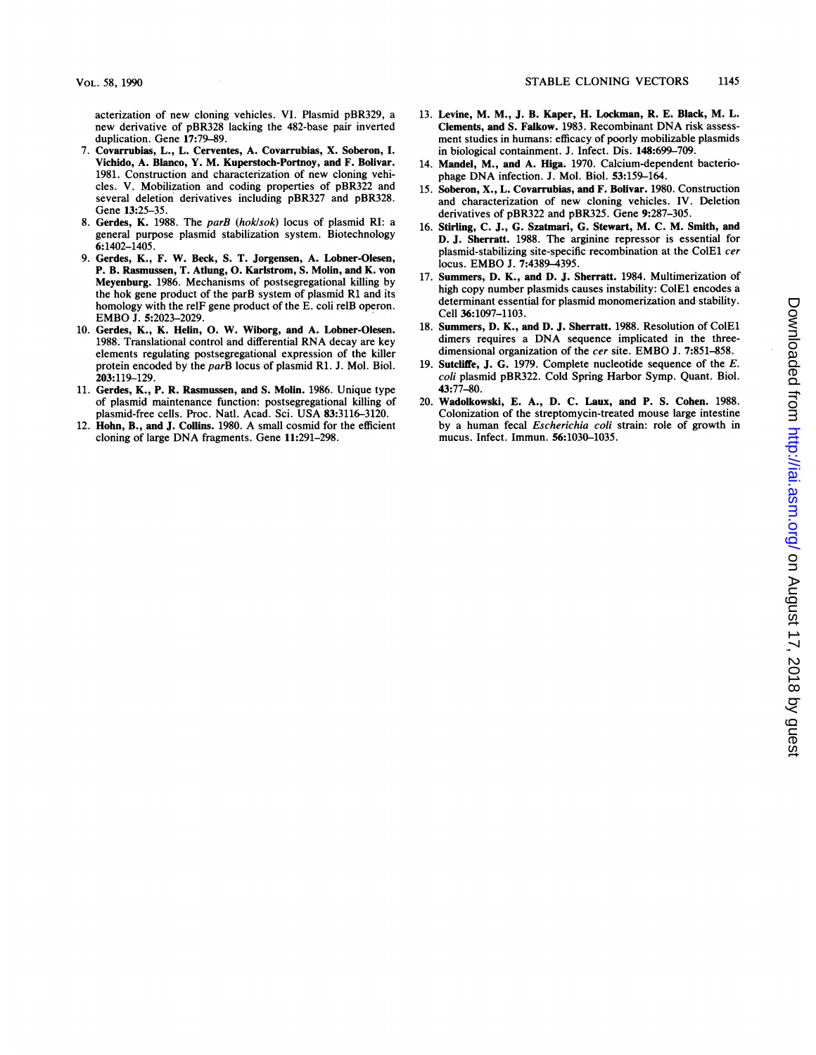acterization of new cloning vehicles. VI. Plasmid pBR329, a new derivative of pBR328 lacking the 482-base pair inverted duplication. Gene **17**:79–89.

7. **Covarrubias, L., L. Cerventes, A. Covarrubias, X. Soberon, I. Vichido, A. Blanco, Y. M. Kuperstoch-Portnoy, and F. Bolivar.** 1981. Construction and characterization of new cloning vehicles. V. Mobilization and coding properties of pBR322 and several deletion derivatives including pBR327 and pBR328. Gene **13**:25–35.
8. **Gerdes, K.** 1988. The *parB* (*hok*/*sok*) locus of plasmid RI: a general purpose plasmid stabilization system. Biotechnology **6**:1402–1405.
9. **Gerdes, K., F. W. Beck, S. T. Jorgensen, A. Lobner-Olesen, P. B. Rasmussen, T. Atlung, O. Karlstrom, S. Molin, and K. von Meyenburg.** 1986. Mechanisms of postsegregational killing by the hok gene product of the parB system of plasmid R1 and its homology with the relF gene product of the E. coli relB operon. EMBO J. **5**:2023–2029.
10. **Gerdes, K., K. Helin, O. W. Wiborg, and A. Lobner-Olesen.** 1988. Translational control and differential RNA decay are key elements regulating postsegregational expression of the killer protein encoded by the *parB* locus of plasmid R1. J. Mol. Biol. **203**:119–129.
11. **Gerdes, K., P. R. Rasmussen, and S. Molin.** 1986. Unique type of plasmid maintenance function: postsegregational killing of plasmid-free cells. Proc. Natl. Acad. Sci. USA **83**:3116–3120.
12. **Hohn, B., and J. Collins.** 1980. A small cosmid for the efficient cloning of large DNA fragments. Gene **11**:291–298.
13. **Levine, M. M., J. B. Kaper, H. Lockman, R. E. Black, M. L. Clements, and S. Falkow.** 1983. Recombinant DNA risk assessment studies in humans: efficacy of poorly mobilizable plasmids in biological containment. J. Infect. Dis. **148**:699–709.
14. **Mandel, M., and A. Higa.** 1970. Calcium-dependent bacteriophage DNA infection. J. Mol. Biol. **53**:159–164.
15. **Soberon, X., L. Covarrubias, and F. Bolivar.** 1980. Construction and characterization of new cloning vehicles. IV. Deletion derivatives of pBR322 and pBR325. Gene **9**:287–305.
16. **Stirling, C. J., G. Szatmari, G. Stewart, M. C. M. Smith, and D. J. Sherratt.** 1988. The arginine repressor is essential for plasmid-stabilizing site-specific recombination at the ColE1 *cer* locus. EMBO J. **7**:4389–4395.
17. **Summers, D. K., and D. J. Sherratt.** 1984. Multimerization of high copy number plasmids causes instability: ColE1 encodes a determinant essential for plasmid monomerization and stability. Cell **36**:1097–1103.
18. **Summers, D. K., and D. J. Sherratt.** 1988. Resolution of ColE1 dimers requires a DNA sequence implicated in the three-dimensional organization of the *cer* site. EMBO J. **7**:851–858.
19. **Sutcliffe, J. G.** 1979. Complete nucleotide sequence of the *E. coli* plasmid pBR322. Cold Spring Harbor Symp. Quant. Biol. **43**:77–80.
20. **Wadolkowski, E. A., D. C. Laux, and P. S. Cohen.** 1988. Colonization of the streptomycin-treated mouse large intestine by a human fecal *Escherichia coli* strain: role of growth in mucus. Infect. Immun. **56**:1030–1035.